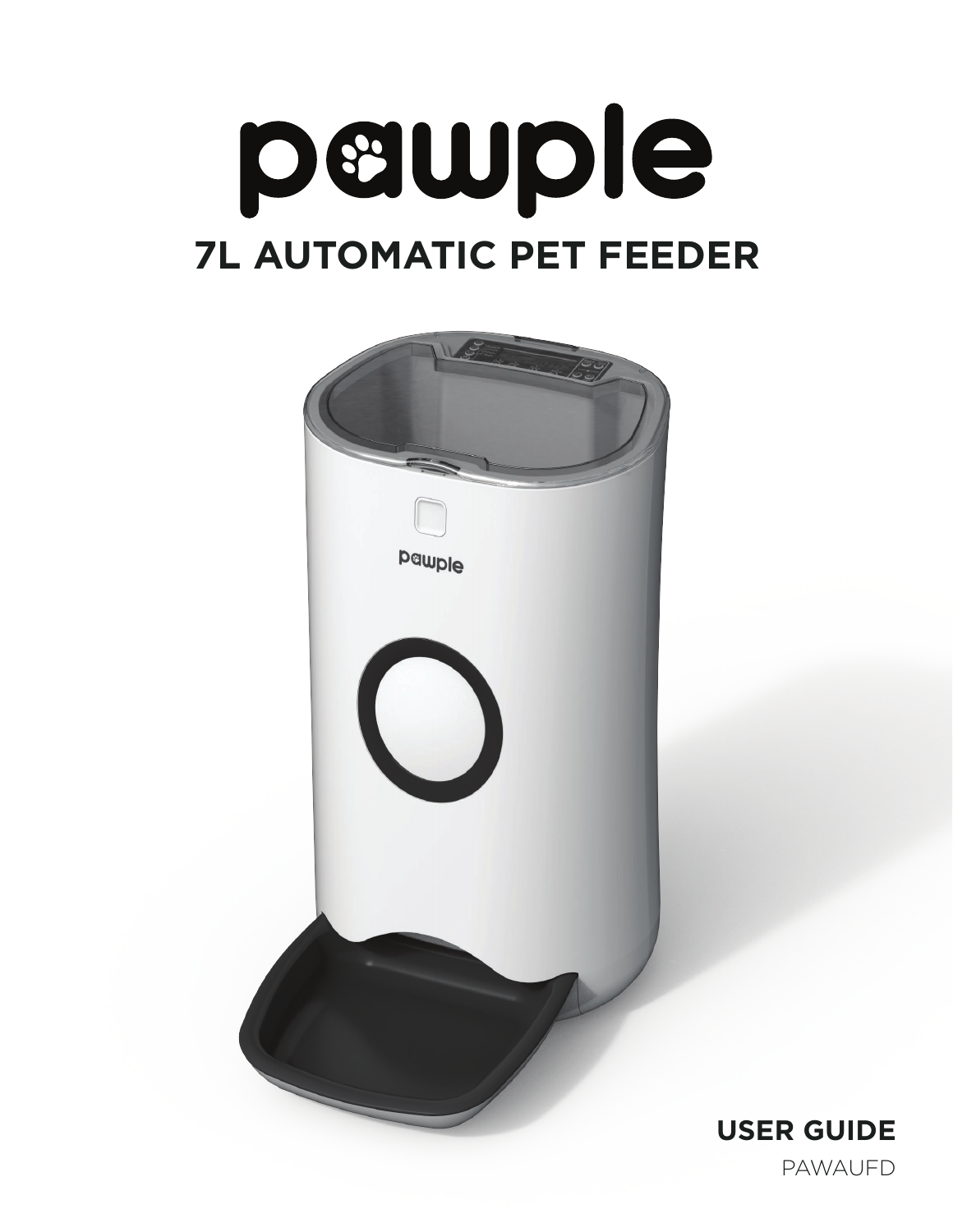# pawple

## 7L AUTOMATIC PET FEEDER

**USER GUIDE**

PAWAUFD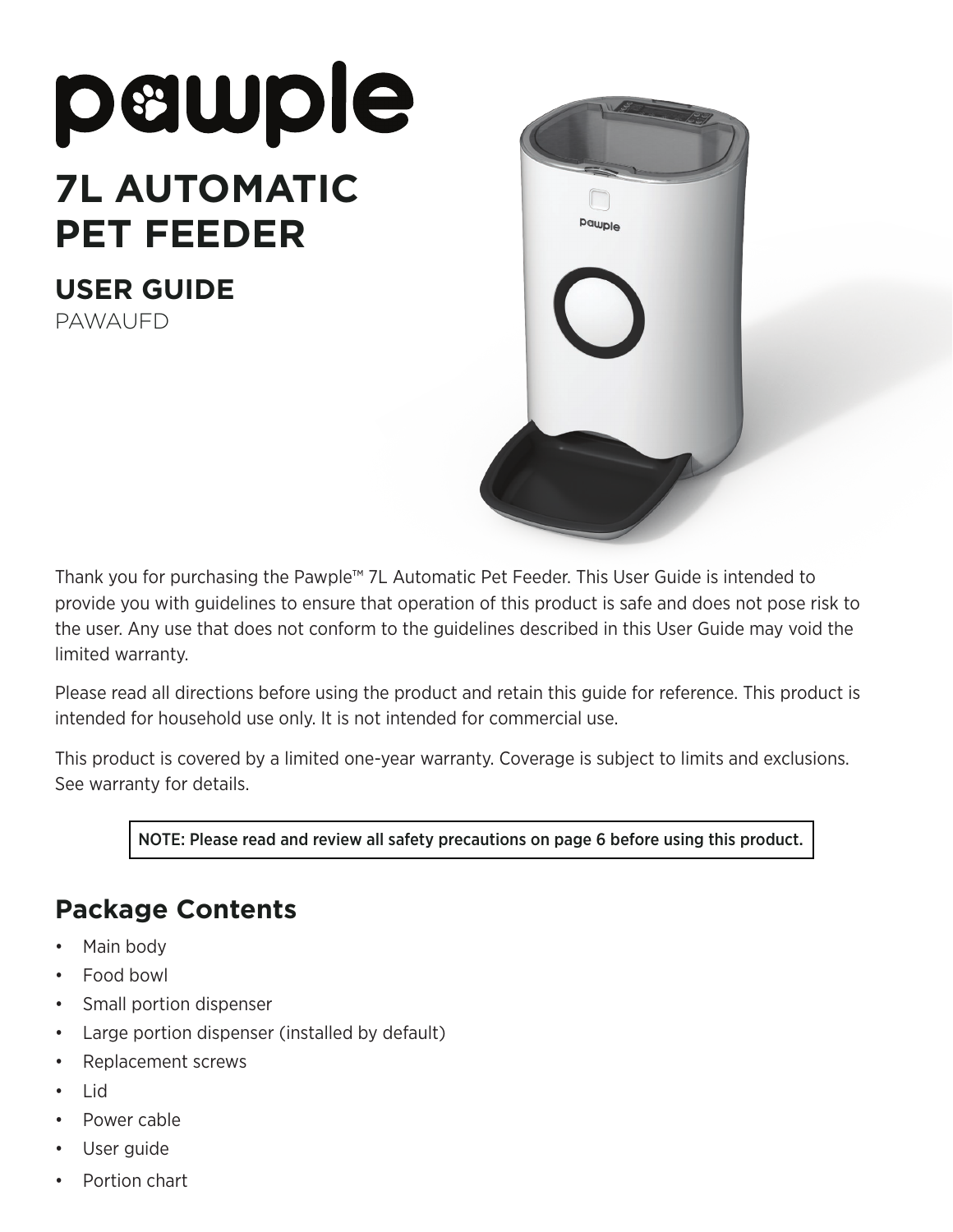# pawple

# 7L AUTOMATIC PET FEEDER

## USER GUIDE

PAWAUFD

Thank you for purchasing the Pawple™ 7L Automatic Pet Feeder. This User Guide is intended to provide you with guidelines to ensure that operation of this product is safe and does not pose risk to the user. Any use that does not conform to the guidelines described in this User Guide may void the limited warranty.

Please read all directions before using the product and retain this guide for reference. This product is intended for household use only. It is not intended for commercial use.

This product is covered by a limited one-year warranty. Coverage is subject to limits and exclusions. See warranty for details.

NOTE: Please read and review all safety precautions on page 6 before using this product.

## Package Contents

- Main body
- Food bowl
- Small portion dispenser
- Large portion dispenser (installed by default)
- Replacement screws
- Lid
- Power cable
- User guide
- Portion chart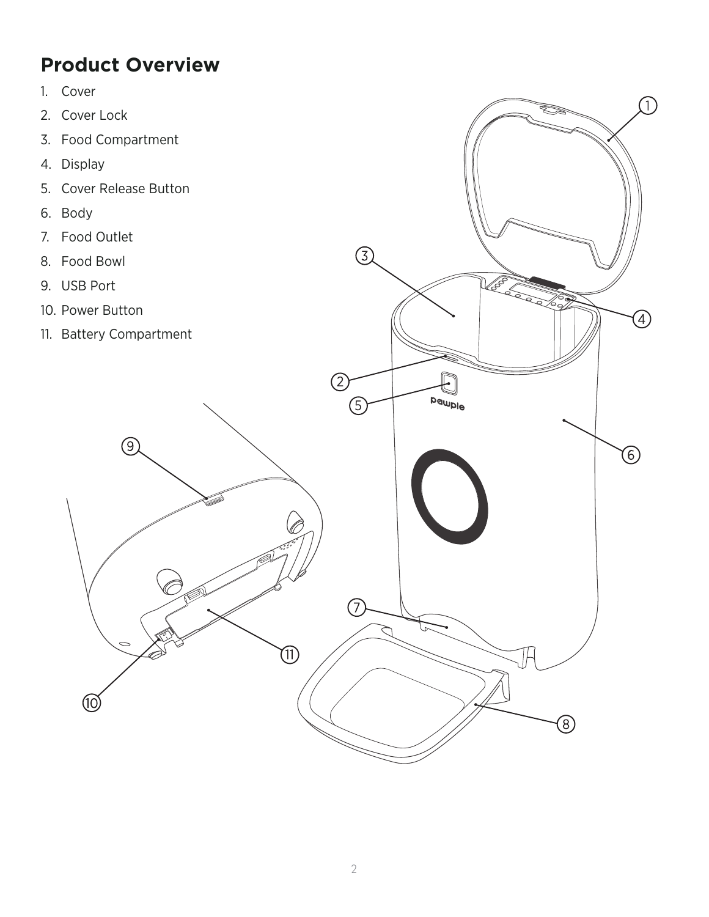## Product Overview

1. Cover
2. Cover Lock
3. Food Compartment
4. Display
5. Cover Release Button
6. Body
7. Food Outlet
8. Food Bowl
9. USB Port
10. Power Button
11. Battery Compartment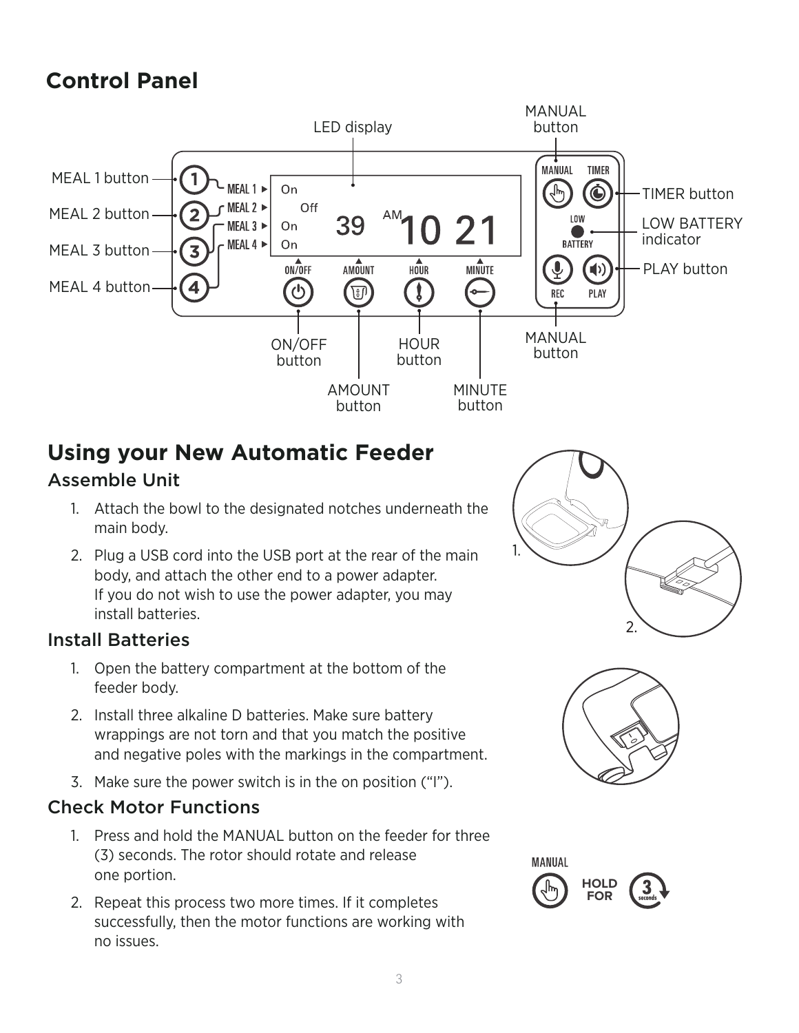## Control Panel

MEAL 1 button
MEAL 2 button
MEAL 3 button
MEAL 4 button
LED display
MANUAL button
TIMER button
LOW BATTERY indicator
PLAY button
ON/OFF button
AMOUNT button
HOUR button
MINUTE button
MANUAL button

## Using your New Automatic Feeder

### Assemble Unit

1. Attach the bowl to the designated notches underneath the main body.
2. Plug a USB cord into the USB port at the rear of the main body, and attach the other end to a power adapter. If you do not wish to use the power adapter, you may install batteries.

### Install Batteries

1. Open the battery compartment at the bottom of the feeder body.
2. Install three alkaline D batteries. Make sure battery wrappings are not torn and that you match the positive and negative poles with the markings in the compartment.
3. Make sure the power switch is in the on position ("I").

### Check Motor Functions

1. Press and hold the MANUAL button on the feeder for three (3) seconds. The rotor should rotate and release one portion.
2. Repeat this process two more times. If it completes successfully, then the motor functions are working with no issues.

MANUAL HOLD FOR 3 seconds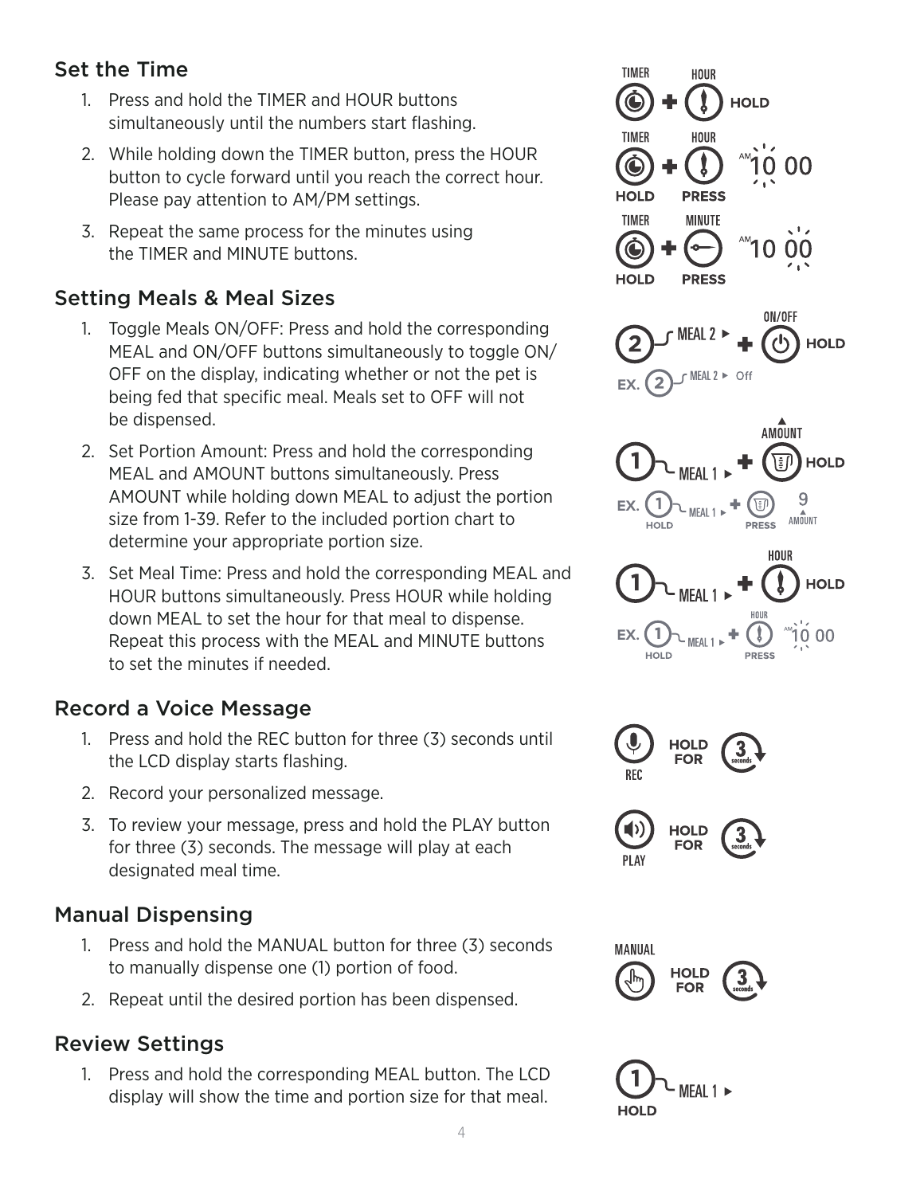## Set the Time

1. Press and hold the TIMER and HOUR buttons simultaneously until the numbers start flashing.
2. While holding down the TIMER button, press the HOUR button to cycle forward until you reach the correct hour. Please pay attention to AM/PM settings.
3. Repeat the same process for the minutes using the TIMER and MINUTE buttons.

## Setting Meals & Meal Sizes

1. Toggle Meals ON/OFF: Press and hold the corresponding MEAL and ON/OFF buttons simultaneously to toggle ON/OFF on the display, indicating whether or not the pet is being fed that specific meal. Meals set to OFF will not be dispensed.
2. Set Portion Amount: Press and hold the corresponding MEAL and AMOUNT buttons simultaneously. Press AMOUNT while holding down MEAL to adjust the portion size from 1-39. Refer to the included portion chart to determine your appropriate portion size.
3. Set Meal Time: Press and hold the corresponding MEAL and HOUR buttons simultaneously. Press HOUR while holding down MEAL to set the hour for that meal to dispense. Repeat this process with the MEAL and MINUTE buttons to set the minutes if needed.

## Record a Voice Message

1. Press and hold the REC button for three (3) seconds until the LCD display starts flashing.
2. Record your personalized message.
3. To review your message, press and hold the PLAY button for three (3) seconds. The message will play at each designated meal time.

## Manual Dispensing

1. Press and hold the MANUAL button for three (3) seconds to manually dispense one (1) portion of food.
2. Repeat until the desired portion has been dispensed.

## Review Settings

1. Press and hold the corresponding MEAL button. The LCD display will show the time and portion size for that meal.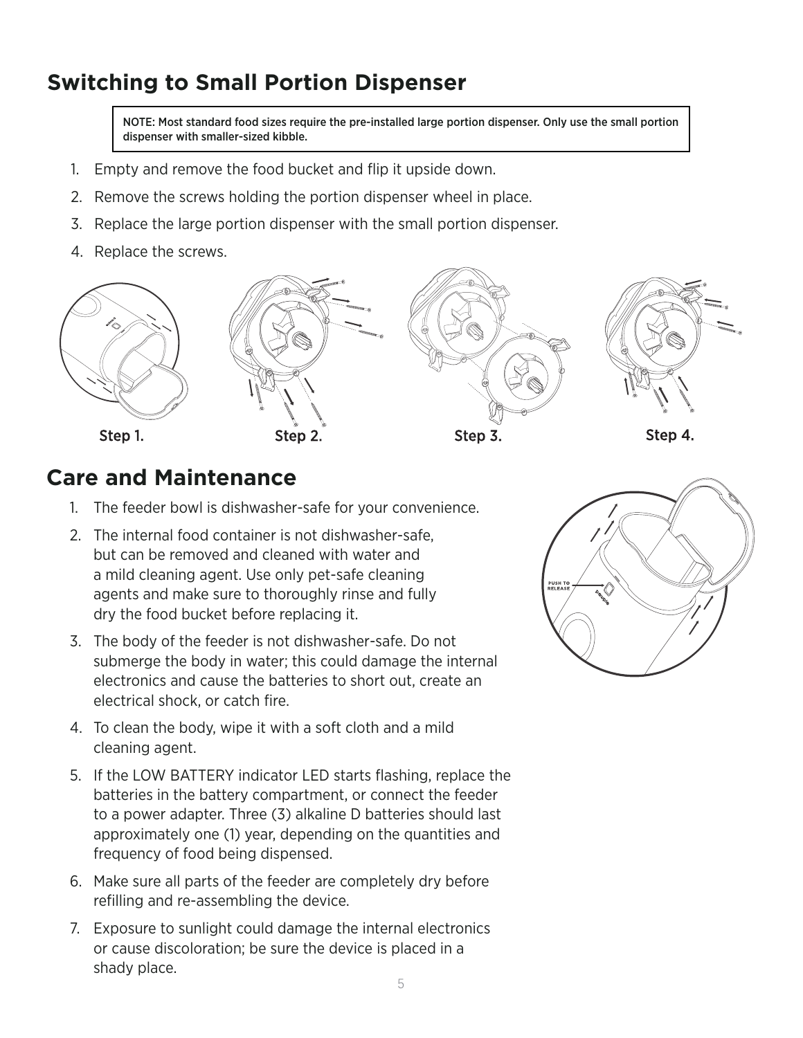## Switching to Small Portion Dispenser

NOTE: Most standard food sizes require the pre-installed large portion dispenser. Only use the small portion dispenser with smaller-sized kibble.

1. Empty and remove the food bucket and flip it upside down.
2. Remove the screws holding the portion dispenser wheel in place.
3. Replace the large portion dispenser with the small portion dispenser.
4. Replace the screws.

Step 1. Step 2. Step 3. Step 4.

## Care and Maintenance

1. The feeder bowl is dishwasher-safe for your convenience.
2. The internal food container is not dishwasher-safe, but can be removed and cleaned with water and a mild cleaning agent. Use only pet-safe cleaning agents and make sure to thoroughly rinse and fully dry the food bucket before replacing it.
3. The body of the feeder is not dishwasher-safe. Do not submerge the body in water; this could damage the internal electronics and cause the batteries to short out, create an electrical shock, or catch fire.
4. To clean the body, wipe it with a soft cloth and a mild cleaning agent.
5. If the LOW BATTERY indicator LED starts flashing, replace the batteries in the battery compartment, or connect the feeder to a power adapter. Three (3) alkaline D batteries should last approximately one (1) year, depending on the quantities and frequency of food being dispensed.
6. Make sure all parts of the feeder are completely dry before refilling and re-assembling the device.
7. Exposure to sunlight could damage the internal electronics or cause discoloration; be sure the device is placed in a shady place.

PUSH TO RELEASE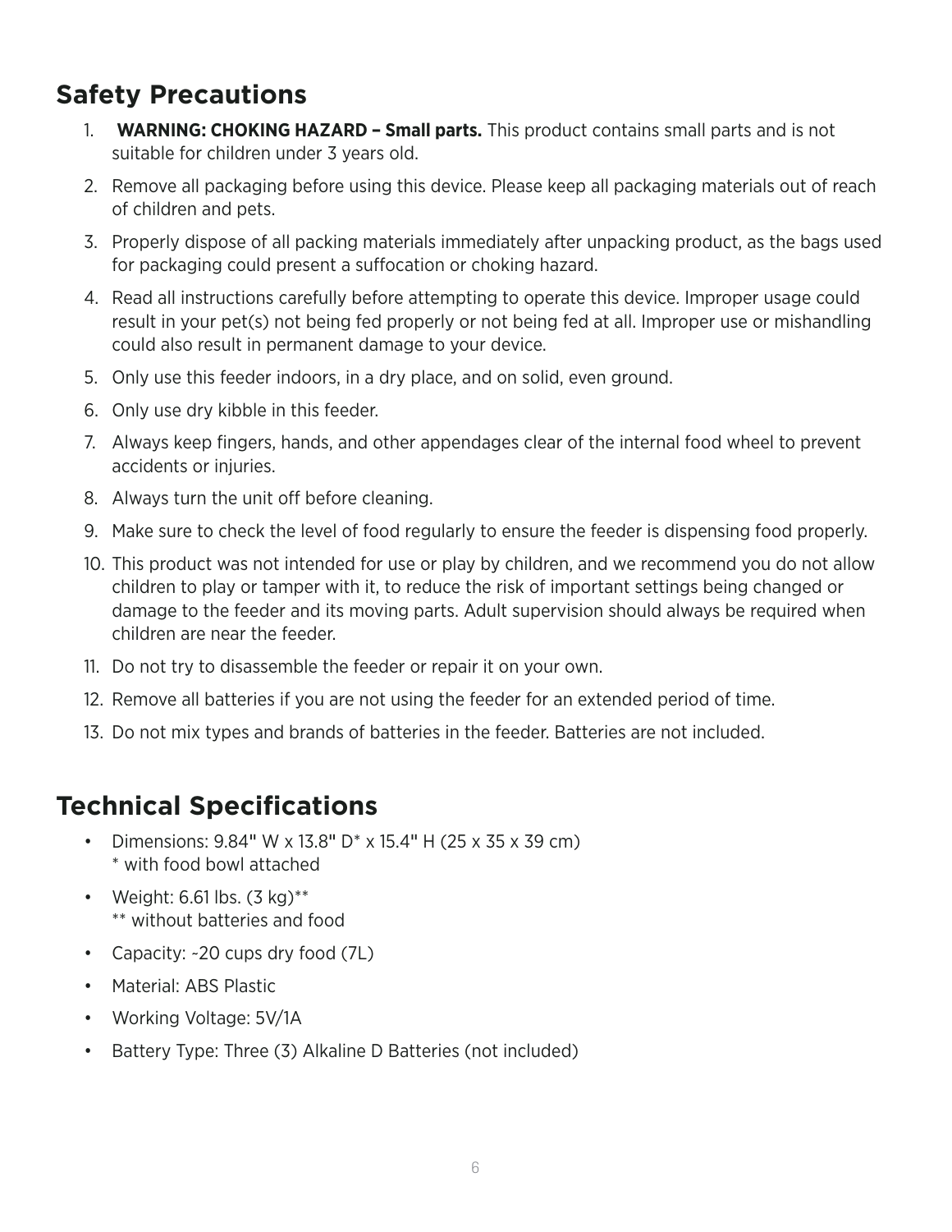## Safety Precautions

1. **WARNING: CHOKING HAZARD – Small parts.** This product contains small parts and is not suitable for children under 3 years old.
2. Remove all packaging before using this device. Please keep all packaging materials out of reach of children and pets.
3. Properly dispose of all packing materials immediately after unpacking product, as the bags used for packaging could present a suffocation or choking hazard.
4. Read all instructions carefully before attempting to operate this device. Improper usage could result in your pet(s) not being fed properly or not being fed at all. Improper use or mishandling could also result in permanent damage to your device.
5. Only use this feeder indoors, in a dry place, and on solid, even ground.
6. Only use dry kibble in this feeder.
7. Always keep fingers, hands, and other appendages clear of the internal food wheel to prevent accidents or injuries.
8. Always turn the unit off before cleaning.
9. Make sure to check the level of food regularly to ensure the feeder is dispensing food properly.
10. This product was not intended for use or play by children, and we recommend you do not allow children to play or tamper with it, to reduce the risk of important settings being changed or damage to the feeder and its moving parts. Adult supervision should always be required when children are near the feeder.
11. Do not try to disassemble the feeder or repair it on your own.
12. Remove all batteries if you are not using the feeder for an extended period of time.
13. Do not mix types and brands of batteries in the feeder. Batteries are not included.

## Technical Specifications

- Dimensions: 9.84" W x 13.8" D* x 15.4" H (25 x 35 x 39 cm)
  * with food bowl attached
- Weight: 6.61 lbs. (3 kg)**
  ** without batteries and food
- Capacity: ~20 cups dry food (7L)
- Material: ABS Plastic
- Working Voltage: 5V/1A
- Battery Type: Three (3) Alkaline D Batteries (not included)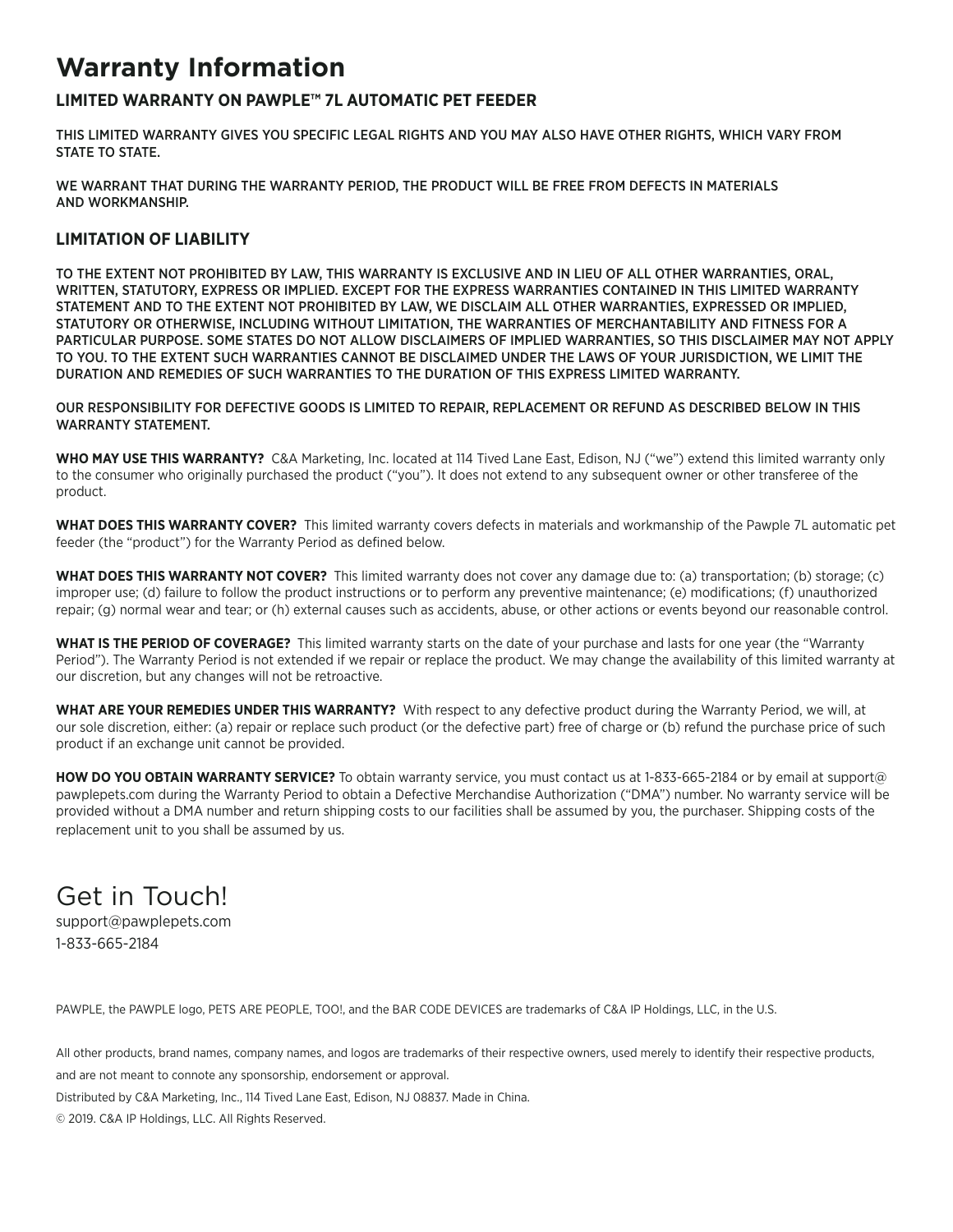# Warranty Information

### LIMITED WARRANTY ON PAWPLE™ 7L AUTOMATIC PET FEEDER

THIS LIMITED WARRANTY GIVES YOU SPECIFIC LEGAL RIGHTS AND YOU MAY ALSO HAVE OTHER RIGHTS, WHICH VARY FROM STATE TO STATE.

WE WARRANT THAT DURING THE WARRANTY PERIOD, THE PRODUCT WILL BE FREE FROM DEFECTS IN MATERIALS AND WORKMANSHIP.

### LIMITATION OF LIABILITY

TO THE EXTENT NOT PROHIBITED BY LAW, THIS WARRANTY IS EXCLUSIVE AND IN LIEU OF ALL OTHER WARRANTIES, ORAL, WRITTEN, STATUTORY, EXPRESS OR IMPLIED. EXCEPT FOR THE EXPRESS WARRANTIES CONTAINED IN THIS LIMITED WARRANTY STATEMENT AND TO THE EXTENT NOT PROHIBITED BY LAW, WE DISCLAIM ALL OTHER WARRANTIES, EXPRESSED OR IMPLIED, STATUTORY OR OTHERWISE, INCLUDING WITHOUT LIMITATION, THE WARRANTIES OF MERCHANTABILITY AND FITNESS FOR A PARTICULAR PURPOSE. SOME STATES DO NOT ALLOW DISCLAIMERS OF IMPLIED WARRANTIES, SO THIS DISCLAIMER MAY NOT APPLY TO YOU. TO THE EXTENT SUCH WARRANTIES CANNOT BE DISCLAIMED UNDER THE LAWS OF YOUR JURISDICTION, WE LIMIT THE DURATION AND REMEDIES OF SUCH WARRANTIES TO THE DURATION OF THIS EXPRESS LIMITED WARRANTY.

OUR RESPONSIBILITY FOR DEFECTIVE GOODS IS LIMITED TO REPAIR, REPLACEMENT OR REFUND AS DESCRIBED BELOW IN THIS WARRANTY STATEMENT.

**WHO MAY USE THIS WARRANTY?** C&A Marketing, Inc. located at 114 Tived Lane East, Edison, NJ ("we") extend this limited warranty only to the consumer who originally purchased the product ("you"). It does not extend to any subsequent owner or other transferee of the product.

**WHAT DOES THIS WARRANTY COVER?** This limited warranty covers defects in materials and workmanship of the Pawple 7L automatic pet feeder (the "product") for the Warranty Period as defined below.

**WHAT DOES THIS WARRANTY NOT COVER?** This limited warranty does not cover any damage due to: (a) transportation; (b) storage; (c) improper use; (d) failure to follow the product instructions or to perform any preventive maintenance; (e) modifications; (f) unauthorized repair; (g) normal wear and tear; or (h) external causes such as accidents, abuse, or other actions or events beyond our reasonable control.

**WHAT IS THE PERIOD OF COVERAGE?** This limited warranty starts on the date of your purchase and lasts for one year (the "Warranty Period"). The Warranty Period is not extended if we repair or replace the product. We may change the availability of this limited warranty at our discretion, but any changes will not be retroactive.

**WHAT ARE YOUR REMEDIES UNDER THIS WARRANTY?** With respect to any defective product during the Warranty Period, we will, at our sole discretion, either: (a) repair or replace such product (or the defective part) free of charge or (b) refund the purchase price of such product if an exchange unit cannot be provided.

**HOW DO YOU OBTAIN WARRANTY SERVICE?** To obtain warranty service, you must contact us at 1-833-665-2184 or by email at support@pawplepets.com during the Warranty Period to obtain a Defective Merchandise Authorization ("DMA") number. No warranty service will be provided without a DMA number and return shipping costs to our facilities shall be assumed by you, the purchaser. Shipping costs of the replacement unit to you shall be assumed by us.

## Get in Touch!

support@pawplepets.com
1-833-665-2184

PAWPLE, the PAWPLE logo, PETS ARE PEOPLE, TOO!, and the BAR CODE DEVICES are trademarks of C&A IP Holdings, LLC, in the U.S.

All other products, brand names, company names, and logos are trademarks of their respective owners, used merely to identify their respective products, and are not meant to connote any sponsorship, endorsement or approval.

Distributed by C&A Marketing, Inc., 114 Tived Lane East, Edison, NJ 08837. Made in China.

© 2019. C&A IP Holdings, LLC. All Rights Reserved.